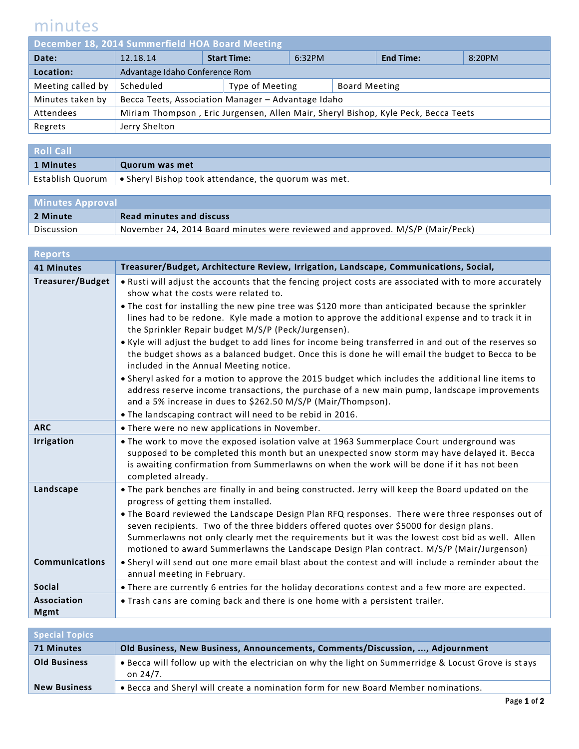# minutes

| December 18, 2014 Summerfield HOA Board Meeting | | | | | |
|---|---|---|---|---|---|
| **Date:** | 12.18.14 | **Start Time:** | 6:32PM | **End Time:** | 8:20PM |
| **Location:** | Advantage Idaho Conference Rom | | | | |
| Meeting called by | Scheduled | Type of Meeting | Board Meeting | | |
| Minutes taken by | Becca Teets, Association Manager – Advantage Idaho | | | | |
| Attendees | Miriam Thompson , Eric Jurgensen, Allen Mair, Sheryl Bishop, Kyle Peck, Becca Teets | | | | |
| Regrets | Jerry Shelton | | | | |

## Roll Call

| 1 Minutes | Quorum was met |
|---|---|
| Establish Quorum | • Sheryl Bishop took attendance, the quorum was met. |

## Minutes Approval

| 2 Minute | Read minutes and discuss |
|---|---|
| Discussion | November 24, 2014 Board minutes were reviewed and approved. M/S/P (Mair/Peck) |

## Reports

| 41 Minutes | Treasurer/Budget, Architecture Review, Irrigation, Landscape, Communications, Social, |
|---|---|
| **Treasurer/Budget** | • Rusti will adjust the accounts that the fencing project costs are associated with to more accurately show what the costs were related to.<br>• The cost for installing the new pine tree was $120 more than anticipated because the sprinkler lines had to be redone. Kyle made a motion to approve the additional expense and to track it in the Sprinkler Repair budget M/S/P (Peck/Jurgensen).<br>• Kyle will adjust the budget to add lines for income being transferred in and out of the reserves so the budget shows as a balanced budget. Once this is done he will email the budget to Becca to be included in the Annual Meeting notice.<br>• Sheryl asked for a motion to approve the 2015 budget which includes the additional line items to address reserve income transactions, the purchase of a new main pump, landscape improvements and a 5% increase in dues to $262.50 M/S/P (Mair/Thompson).<br>• The landscaping contract will need to be rebid in 2016. |
| **ARC** | • There were no new applications in November. |
| **Irrigation** | • The work to move the exposed isolation valve at 1963 Summerplace Court underground was supposed to be completed this month but an unexpected snow storm may have delayed it. Becca is awaiting confirmation from Summerlawns on when the work will be done if it has not been completed already. |
| **Landscape** | • The park benches are finally in and being constructed. Jerry will keep the Board updated on the progress of getting them installed.<br>• The Board reviewed the Landscape Design Plan RFQ responses. There were three responses out of seven recipients. Two of the three bidders offered quotes over $5000 for design plans. Summerlawns not only clearly met the requirements but it was the lowest cost bid as well. Allen motioned to award Summerlawns the Landscape Design Plan contract. M/S/P (Mair/Jurgenson) |
| **Communications** | • Sheryl will send out one more email blast about the contest and will include a reminder about the annual meeting in February. |
| **Social** | • There are currently 6 entries for the holiday decorations contest and a few more are expected. |
| **Association Mgmt** | • Trash cans are coming back and there is one home with a persistent trailer. |

## Special Topics

| 71 Minutes | Old Business, New Business, Announcements, Comments/Discussion, ..., Adjournment |
|---|---|
| **Old Business** | • Becca will follow up with the electrician on why the light on Summerridge & Locust Grove is stays on 24/7. |
| **New Business** | • Becca and Sheryl will create a nomination form for new Board Member nominations. |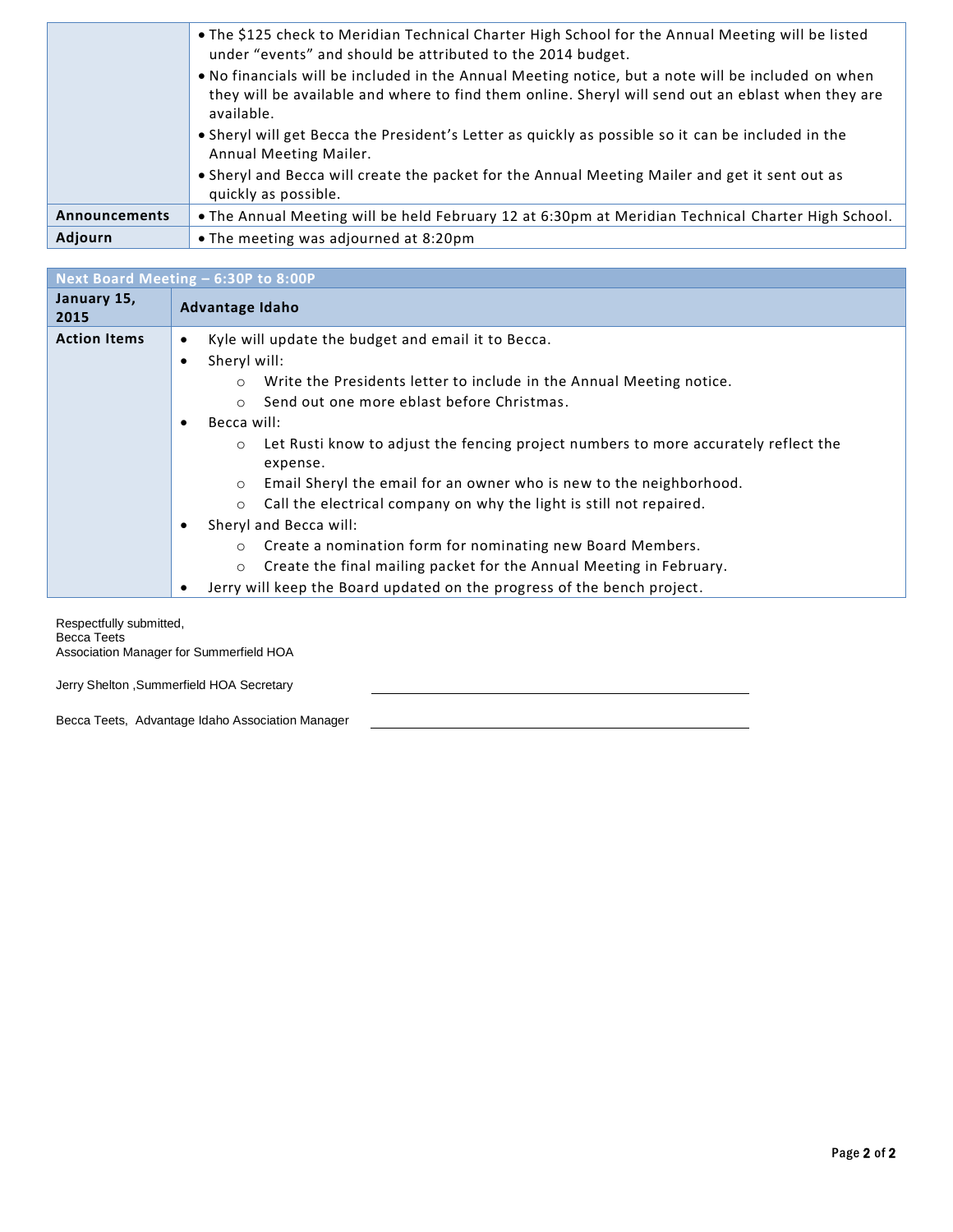| | |
|---|---|
| | • The $125 check to Meridian Technical Charter High School for the Annual Meeting will be listed under "events" and should be attributed to the 2014 budget.<br>• No financials will be included in the Annual Meeting notice, but a note will be included on when they will be available and where to find them online. Sheryl will send out an eblast when they are available.<br>• Sheryl will get Becca the President's Letter as quickly as possible so it can be included in the Annual Meeting Mailer.<br>• Sheryl and Becca will create the packet for the Annual Meeting Mailer and get it sent out as quickly as possible. |
| **Announcements** | • The Annual Meeting will be held February 12 at 6:30pm at Meridian Technical Charter High School. |
| **Adjourn** | • The meeting was adjourned at 8:20pm |

| **Next Board Meeting – 6:30P to 8:00P** | |
|---|---|
| **January 15, 2015** | **Advantage Idaho** |
| **Action Items** | • Kyle will update the budget and email it to Becca.<br>• Sheryl will:<br>&nbsp;&nbsp;○ Write the Presidents letter to include in the Annual Meeting notice.<br>&nbsp;&nbsp;○ Send out one more eblast before Christmas.<br>• Becca will:<br>&nbsp;&nbsp;○ Let Rusti know to adjust the fencing project numbers to more accurately reflect the expense.<br>&nbsp;&nbsp;○ Email Sheryl the email for an owner who is new to the neighborhood.<br>&nbsp;&nbsp;○ Call the electrical company on why the light is still not repaired.<br>• Sheryl and Becca will:<br>&nbsp;&nbsp;○ Create a nomination form for nominating new Board Members.<br>&nbsp;&nbsp;○ Create the final mailing packet for the Annual Meeting in February.<br>• Jerry will keep the Board updated on the progress of the bench project. |

Respectfully submitted,
Becca Teets
Association Manager for Summerfield HOA

Jerry Shelton ,Summerfield HOA Secretary \_\_\_\_\_\_\_\_\_\_\_\_\_\_\_\_\_\_\_\_\_\_\_\_\_\_\_\_\_\_

Becca Teets, Advantage Idaho Association Manager \_\_\_\_\_\_\_\_\_\_\_\_\_\_\_\_\_\_\_\_\_\_\_\_\_\_\_\_\_\_